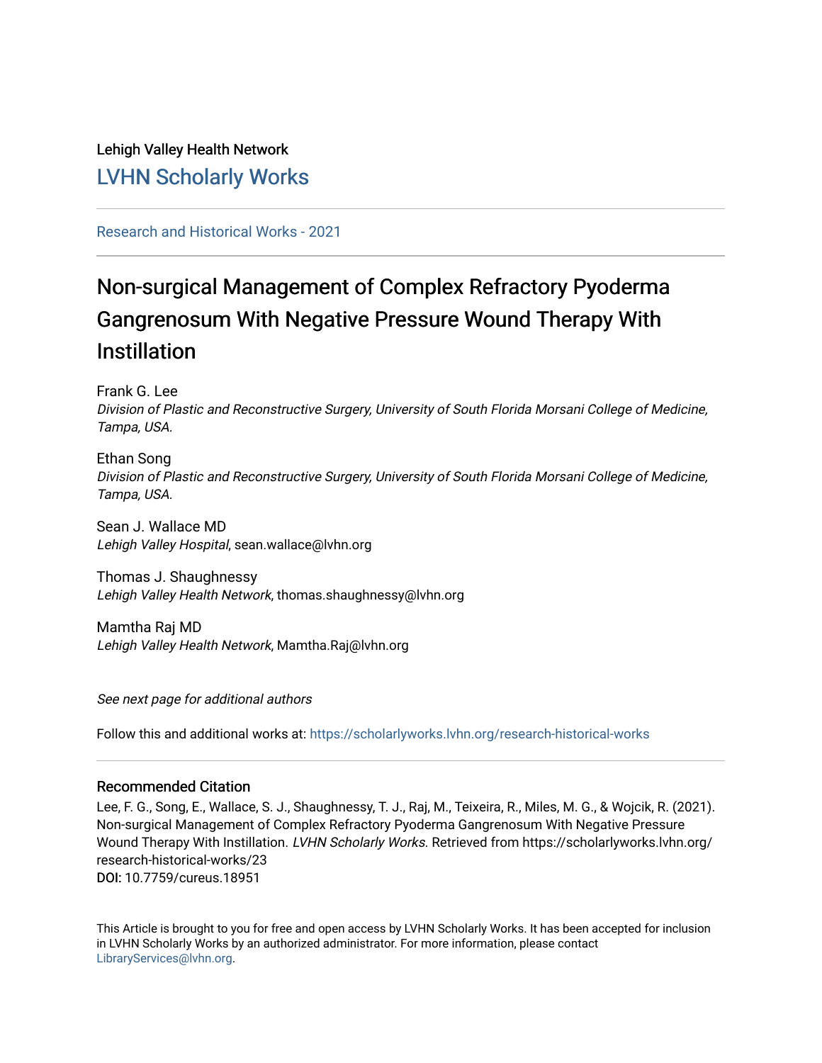Lehigh Valley Health Network

LVHN Scholarly Works

Research and Historical Works - 2021

# Non-surgical Management of Complex Refractory Pyoderma Gangrenosum With Negative Pressure Wound Therapy With Instillation

Frank G. Lee
*Division of Plastic and Reconstructive Surgery, University of South Florida Morsani College of Medicine, Tampa, USA.*

Ethan Song
*Division of Plastic and Reconstructive Surgery, University of South Florida Morsani College of Medicine, Tampa, USA.*

Sean J. Wallace MD
*Lehigh Valley Hospital*, sean.wallace@lvhn.org

Thomas J. Shaughnessy
*Lehigh Valley Health Network*, thomas.shaughnessy@lvhn.org

Mamtha Raj MD
*Lehigh Valley Health Network*, Mamtha.Raj@lvhn.org

*See next page for additional authors*

Follow this and additional works at: https://scholarlyworks.lvhn.org/research-historical-works

## Recommended Citation

Lee, F. G., Song, E., Wallace, S. J., Shaughnessy, T. J., Raj, M., Teixeira, R., Miles, M. G., & Wojcik, R. (2021). Non-surgical Management of Complex Refractory Pyoderma Gangrenosum With Negative Pressure Wound Therapy With Instillation. *LVHN Scholarly Works.* Retrieved from https://scholarlyworks.lvhn.org/research-historical-works/23
DOI: 10.7759/cureus.18951

This Article is brought to you for free and open access by LVHN Scholarly Works. It has been accepted for inclusion in LVHN Scholarly Works by an authorized administrator. For more information, please contact LibraryServices@lvhn.org.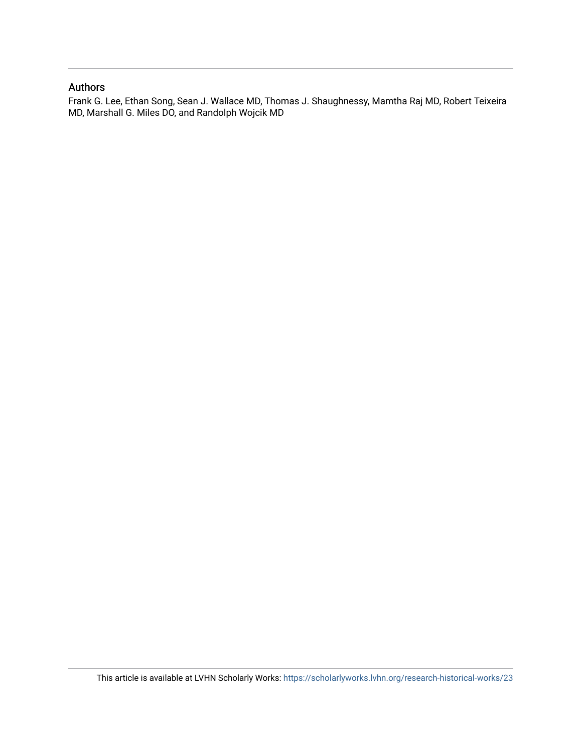## Authors

Frank G. Lee, Ethan Song, Sean J. Wallace MD, Thomas J. Shaughnessy, Mamtha Raj MD, Robert Teixeira MD, Marshall G. Miles DO, and Randolph Wojcik MD

This article is available at LVHN Scholarly Works: https://scholarlyworks.lvhn.org/research-historical-works/23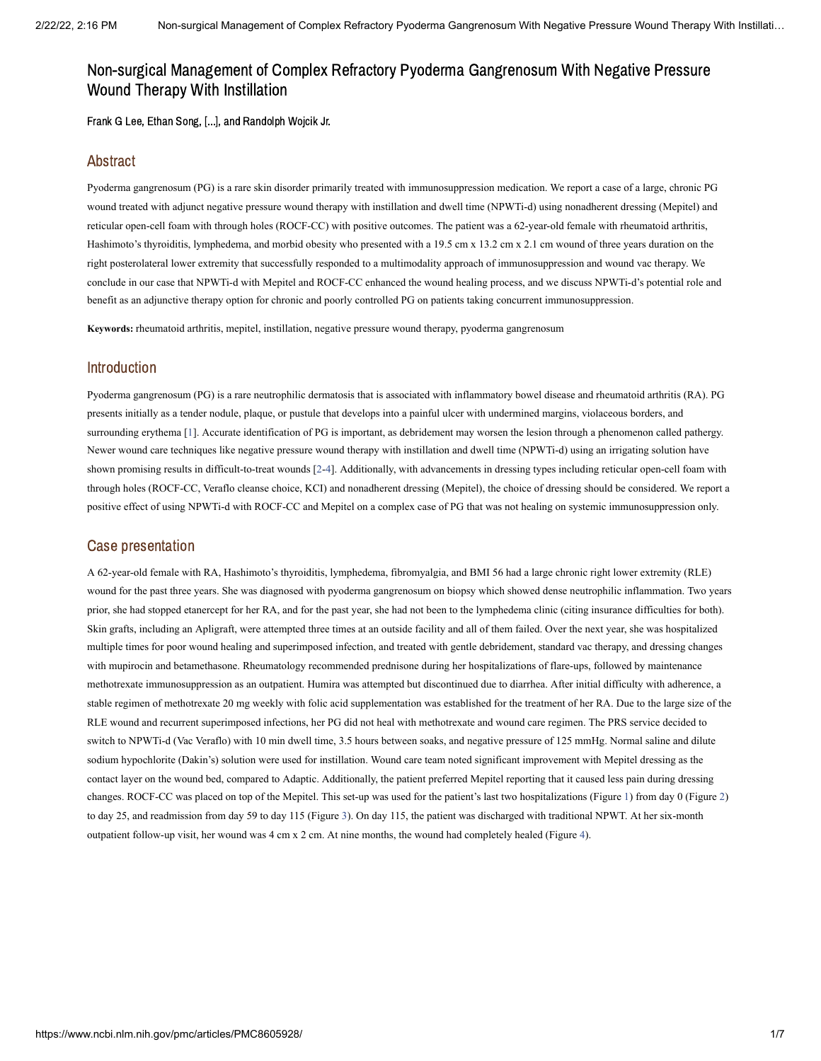# Non-surgical Management of Complex Refractory Pyoderma Gangrenosum With Negative Pressure Wound Therapy With Instillation

Frank G Lee, Ethan Song, [...], and Randolph Wojcik Jr.

## Abstract

Pyoderma gangrenosum (PG) is a rare skin disorder primarily treated with immunosuppression medication. We report a case of a large, chronic PG wound treated with adjunct negative pressure wound therapy with instillation and dwell time (NPWTi-d) using nonadherent dressing (Mepitel) and reticular open-cell foam with through holes (ROCF-CC) with positive outcomes. The patient was a 62-year-old female with rheumatoid arthritis, Hashimoto's thyroiditis, lymphedema, and morbid obesity who presented with a 19.5 cm x 13.2 cm x 2.1 cm wound of three years duration on the right posterolateral lower extremity that successfully responded to a multimodality approach of immunosuppression and wound vac therapy. We conclude in our case that NPWTi-d with Mepitel and ROCF-CC enhanced the wound healing process, and we discuss NPWTi-d's potential role and benefit as an adjunctive therapy option for chronic and poorly controlled PG on patients taking concurrent immunosuppression.

**Keywords:** rheumatoid arthritis, mepitel, instillation, negative pressure wound therapy, pyoderma gangrenosum

## Introduction

Pyoderma gangrenosum (PG) is a rare neutrophilic dermatosis that is associated with inflammatory bowel disease and rheumatoid arthritis (RA). PG presents initially as a tender nodule, plaque, or pustule that develops into a painful ulcer with undermined margins, violaceous borders, and surrounding erythema [1]. Accurate identification of PG is important, as debridement may worsen the lesion through a phenomenon called pathergy. Newer wound care techniques like negative pressure wound therapy with instillation and dwell time (NPWTi-d) using an irrigating solution have shown promising results in difficult-to-treat wounds [2-4]. Additionally, with advancements in dressing types including reticular open-cell foam with through holes (ROCF-CC, Veraflo cleanse choice, KCI) and nonadherent dressing (Mepitel), the choice of dressing should be considered. We report a positive effect of using NPWTi-d with ROCF-CC and Mepitel on a complex case of PG that was not healing on systemic immunosuppression only.

## Case presentation

A 62-year-old female with RA, Hashimoto's thyroiditis, lymphedema, fibromyalgia, and BMI 56 had a large chronic right lower extremity (RLE) wound for the past three years. She was diagnosed with pyoderma gangrenosum on biopsy which showed dense neutrophilic inflammation. Two years prior, she had stopped etanercept for her RA, and for the past year, she had not been to the lymphedema clinic (citing insurance difficulties for both). Skin grafts, including an Apligraft, were attempted three times at an outside facility and all of them failed. Over the next year, she was hospitalized multiple times for poor wound healing and superimposed infection, and treated with gentle debridement, standard vac therapy, and dressing changes with mupirocin and betamethasone. Rheumatology recommended prednisone during her hospitalizations of flare-ups, followed by maintenance methotrexate immunosuppression as an outpatient. Humira was attempted but discontinued due to diarrhea. After initial difficulty with adherence, a stable regimen of methotrexate 20 mg weekly with folic acid supplementation was established for the treatment of her RA. Due to the large size of the RLE wound and recurrent superimposed infections, her PG did not heal with methotrexate and wound care regimen. The PRS service decided to switch to NPWTi-d (Vac Veraflo) with 10 min dwell time, 3.5 hours between soaks, and negative pressure of 125 mmHg. Normal saline and dilute sodium hypochlorite (Dakin's) solution were used for instillation. Wound care team noted significant improvement with Mepitel dressing as the contact layer on the wound bed, compared to Adaptic. Additionally, the patient preferred Mepitel reporting that it caused less pain during dressing changes. ROCF-CC was placed on top of the Mepitel. This set-up was used for the patient's last two hospitalizations (Figure 1) from day 0 (Figure 2) to day 25, and readmission from day 59 to day 115 (Figure 3). On day 115, the patient was discharged with traditional NPWT. At her six-month outpatient follow-up visit, her wound was 4 cm x 2 cm. At nine months, the wound had completely healed (Figure 4).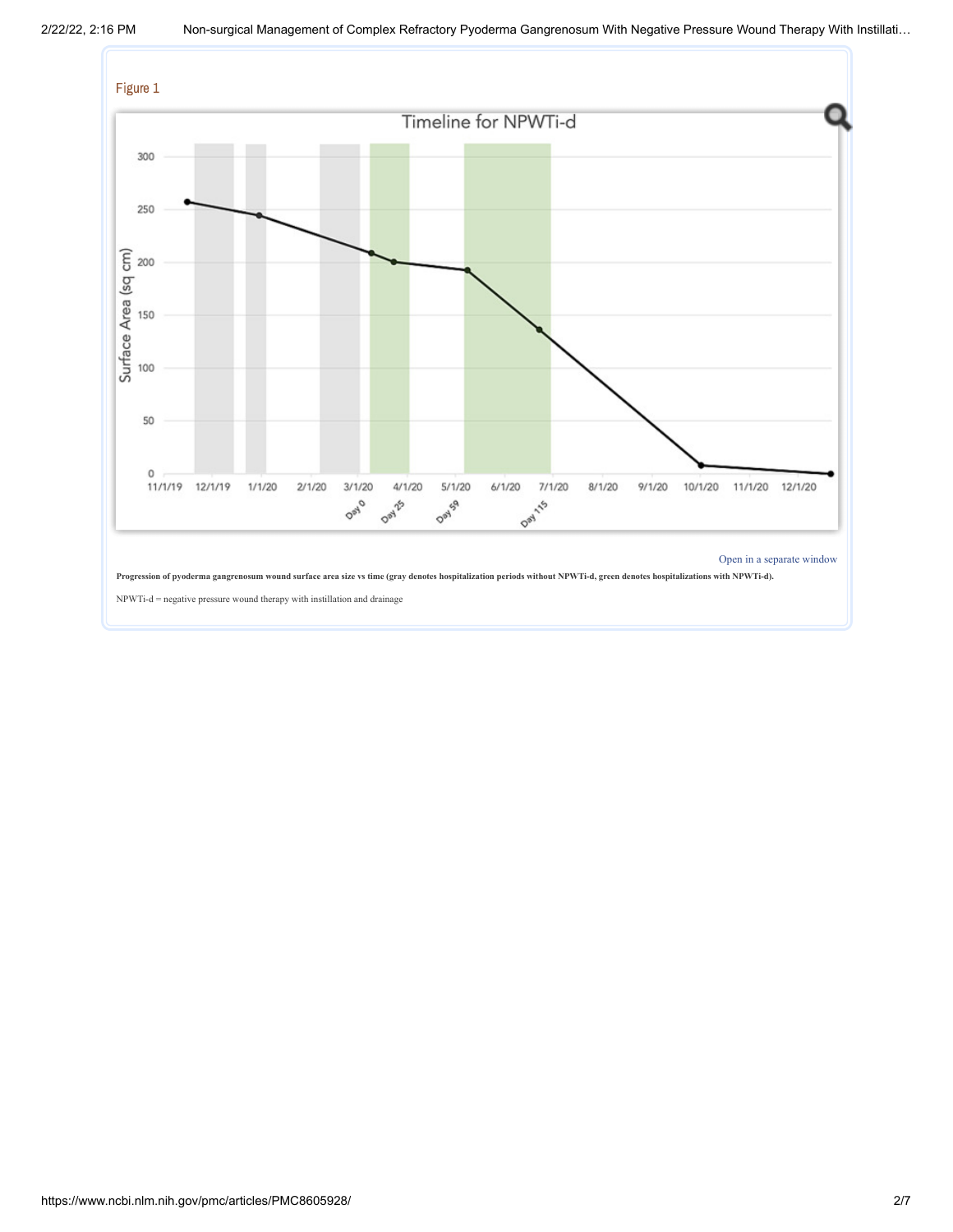Figure 1

Progression of pyoderma gangrenosum wound surface area size vs time (gray denotes hospitalization periods without NPWTi-d, green denotes hospitalizations with NPWTi-d).

NPWTi-d = negative pressure wound therapy with instillation and drainage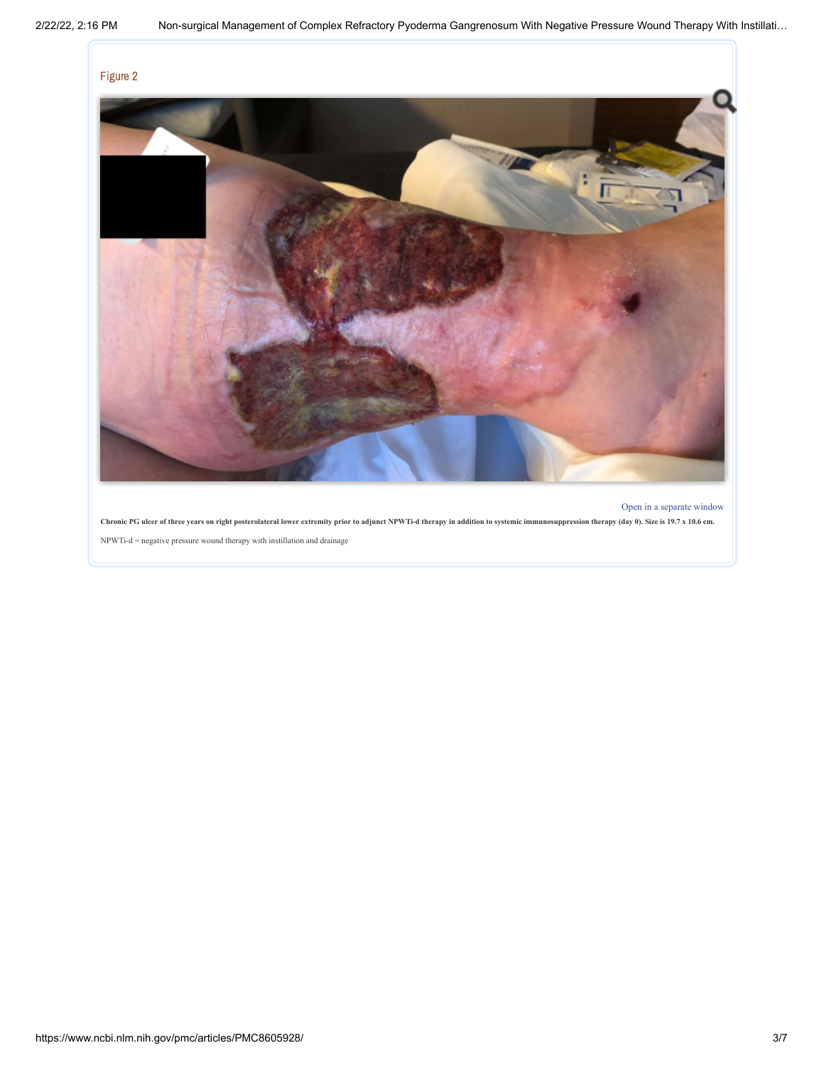Figure 2

Open in a separate window

**Chronic PG ulcer of three years on right posterolateral lower extremity prior to adjunct NPWTi-d therapy in addition to systemic immunosuppression therapy (day 0). Size is 19.7 x 10.6 cm.**

NPWTi-d = negative pressure wound therapy with instillation and drainage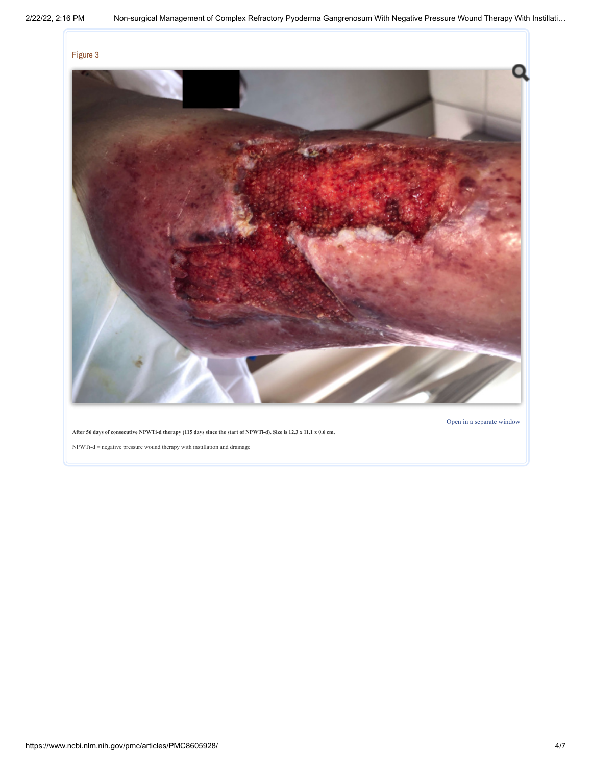Figure 3

After 56 days of consecutive NPWTi-d therapy (115 days since the start of NPWTi-d). Size is 12.3 x 11.1 x 0.6 cm.

NPWTi-d = negative pressure wound therapy with instillation and drainage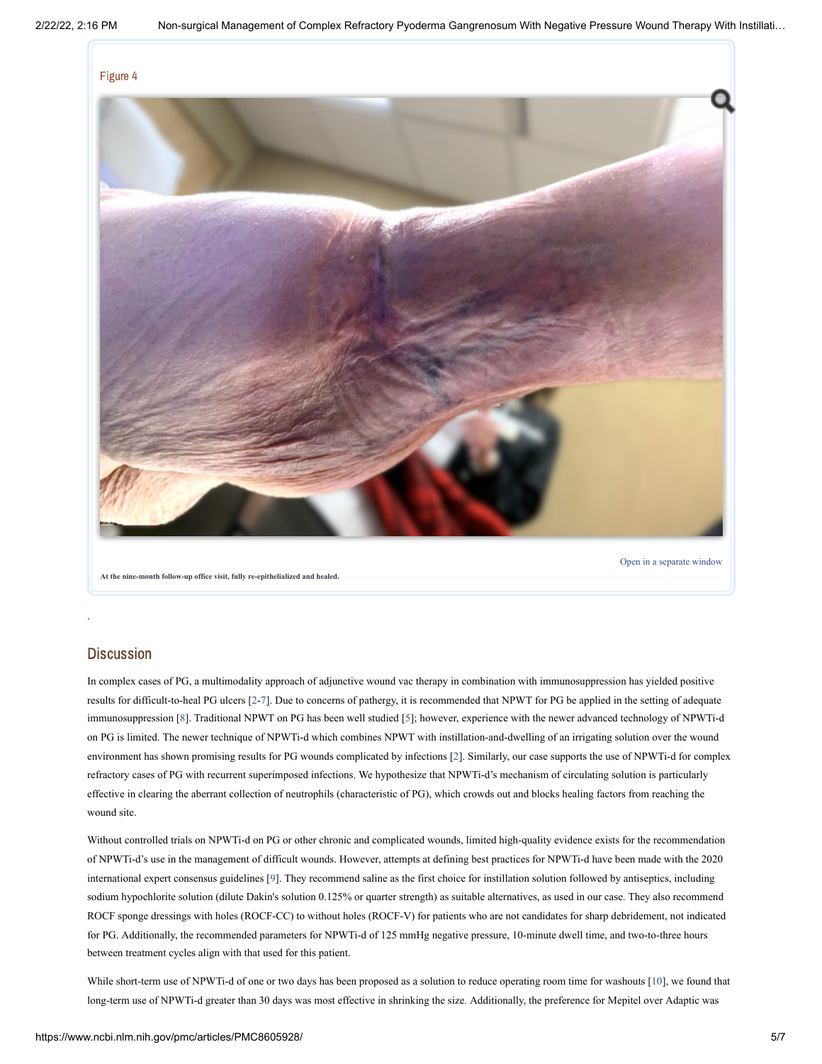Figure 4

At the nine-month follow-up office visit, fully re-epithelialized and healed.

## Discussion

In complex cases of PG, a multimodality approach of adjunctive wound vac therapy in combination with immunosuppression has yielded positive results for difficult-to-heal PG ulcers [2-7]. Due to concerns of pathergy, it is recommended that NPWT for PG be applied in the setting of adequate immunosuppression [8]. Traditional NPWT on PG has been well studied [5]; however, experience with the newer advanced technology of NPWTi-d on PG is limited. The newer technique of NPWTi-d which combines NPWT with instillation-and-dwelling of an irrigating solution over the wound environment has shown promising results for PG wounds complicated by infections [2]. Similarly, our case supports the use of NPWTi-d for complex refractory cases of PG with recurrent superimposed infections. We hypothesize that NPWTi-d's mechanism of circulating solution is particularly effective in clearing the aberrant collection of neutrophils (characteristic of PG), which crowds out and blocks healing factors from reaching the wound site.

Without controlled trials on NPWTi-d on PG or other chronic and complicated wounds, limited high-quality evidence exists for the recommendation of NPWTi-d's use in the management of difficult wounds. However, attempts at defining best practices for NPWTi-d have been made with the 2020 international expert consensus guidelines [9]. They recommend saline as the first choice for instillation solution followed by antiseptics, including sodium hypochlorite solution (dilute Dakin's solution 0.125% or quarter strength) as suitable alternatives, as used in our case. They also recommend ROCF sponge dressings with holes (ROCF-CC) to without holes (ROCF-V) for patients who are not candidates for sharp debridement, not indicated for PG. Additionally, the recommended parameters for NPWTi-d of 125 mmHg negative pressure, 10-minute dwell time, and two-to-three hours between treatment cycles align with that used for this patient.

While short-term use of NPWTi-d of one or two days has been proposed as a solution to reduce operating room time for washouts [10], we found that long-term use of NPWTi-d greater than 30 days was most effective in shrinking the size. Additionally, the preference for Mepitel over Adaptic was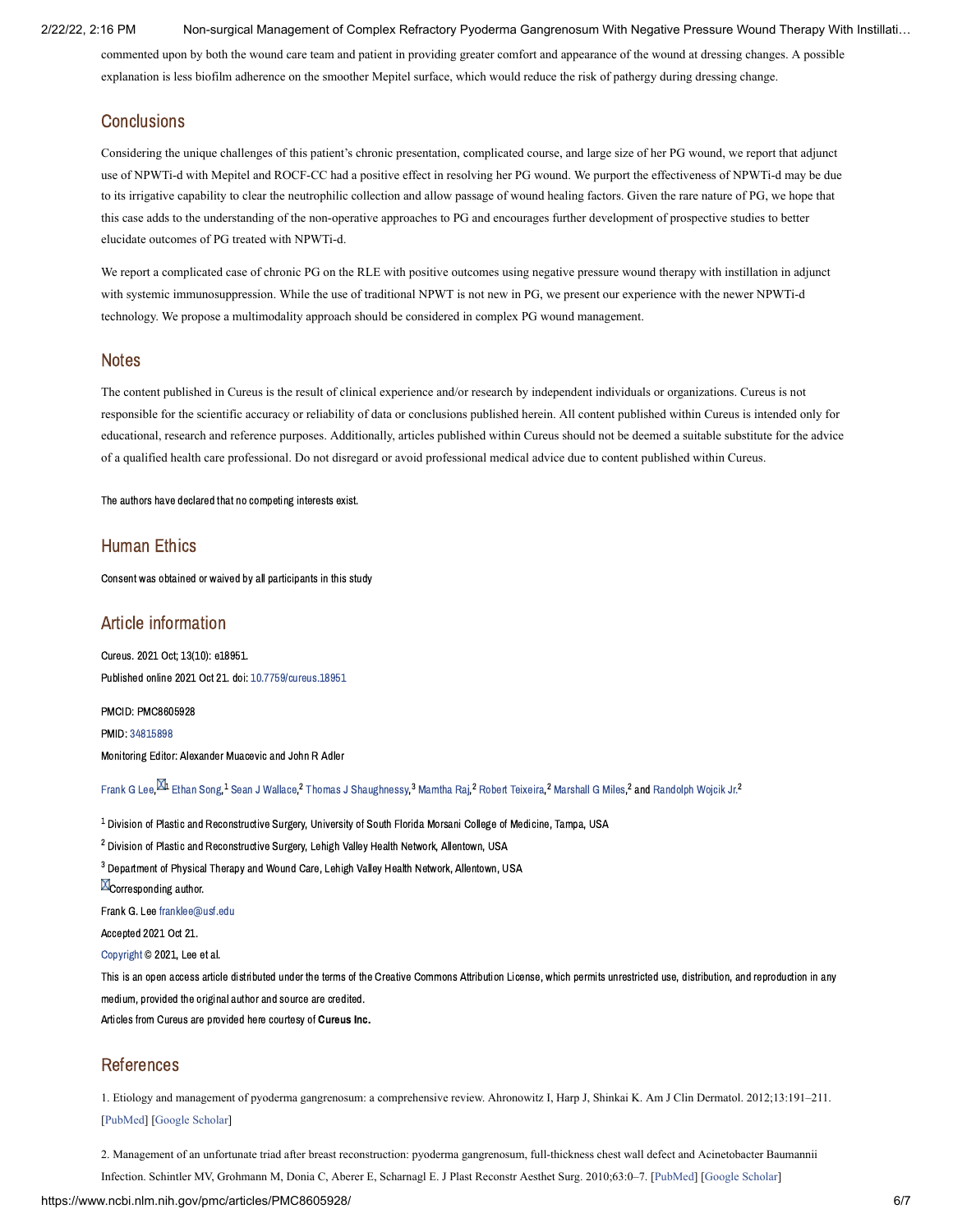commented upon by both the wound care team and patient in providing greater comfort and appearance of the wound at dressing changes. A possible explanation is less biofilm adherence on the smoother Mepitel surface, which would reduce the risk of pathergy during dressing change.

## Conclusions

Considering the unique challenges of this patient's chronic presentation, complicated course, and large size of her PG wound, we report that adjunct use of NPWTi-d with Mepitel and ROCF-CC had a positive effect in resolving her PG wound. We purport the effectiveness of NPWTi-d may be due to its irrigative capability to clear the neutrophilic collection and allow passage of wound healing factors. Given the rare nature of PG, we hope that this case adds to the understanding of the non-operative approaches to PG and encourages further development of prospective studies to better elucidate outcomes of PG treated with NPWTi-d.

We report a complicated case of chronic PG on the RLE with positive outcomes using negative pressure wound therapy with instillation in adjunct with systemic immunosuppression. While the use of traditional NPWT is not new in PG, we present our experience with the newer NPWTi-d technology. We propose a multimodality approach should be considered in complex PG wound management.

## Notes

The content published in Cureus is the result of clinical experience and/or research by independent individuals or organizations. Cureus is not responsible for the scientific accuracy or reliability of data or conclusions published herein. All content published within Cureus is intended only for educational, research and reference purposes. Additionally, articles published within Cureus should not be deemed a suitable substitute for the advice of a qualified health care professional. Do not disregard or avoid professional medical advice due to content published within Cureus.

The authors have declared that no competing interests exist.

## Human Ethics

Consent was obtained or waived by all participants in this study

## Article information

Cureus. 2021 Oct; 13(10): e18951.

Published online 2021 Oct 21. doi: 10.7759/cureus.18951

PMCID: PMC8605928

PMID: 34815898

Monitoring Editor: Alexander Muacevic and John R Adler

Frank G Lee,[1] Ethan Song,[1] Sean J Wallace,[2] Thomas J Shaughnessy,[3] Mamtha Raj,[2] Robert Teixeira,[2] Marshall G Miles,[2] and Randolph Wojcik Jr.[2]

[1] Division of Plastic and Reconstructive Surgery, University of South Florida Morsani College of Medicine, Tampa, USA

[2] Division of Plastic and Reconstructive Surgery, Lehigh Valley Health Network, Allentown, USA

[3] Department of Physical Therapy and Wound Care, Lehigh Valley Health Network, Allentown, USA

Corresponding author.

Frank G. Lee franklee@usf.edu

Accepted 2021 Oct 21.

Copyright © 2021, Lee et al.

This is an open access article distributed under the terms of the Creative Commons Attribution License, which permits unrestricted use, distribution, and reproduction in any medium, provided the original author and source are credited.

Articles from Cureus are provided here courtesy of **Cureus Inc.**

## References

1. Etiology and management of pyoderma gangrenosum: a comprehensive review. Ahronowitz I, Harp J, Shinkai K. Am J Clin Dermatol. 2012;13:191–211. [PubMed] [Google Scholar]

2. Management of an unfortunate triad after breast reconstruction: pyoderma gangrenosum, full-thickness chest wall defect and Acinetobacter Baumannii Infection. Schintler MV, Grohmann M, Donia C, Aberer E, Scharnagl E. J Plast Reconstr Aesthet Surg. 2010;63:0–7. [PubMed] [Google Scholar]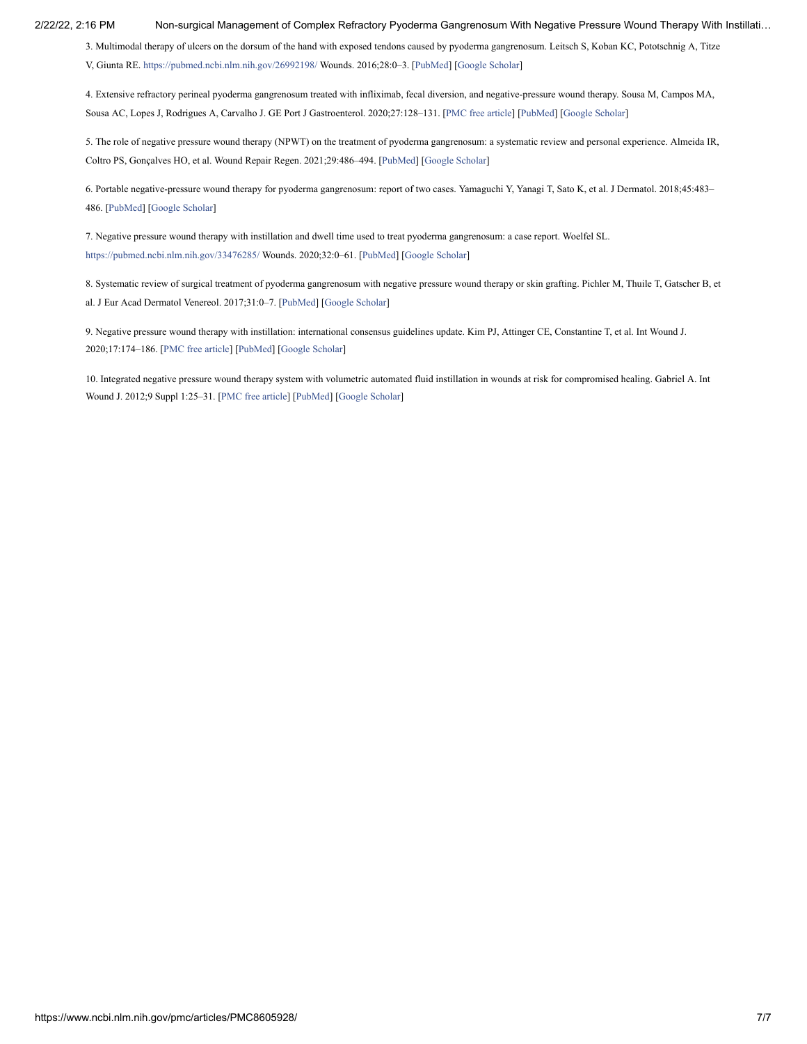3. Multimodal therapy of ulcers on the dorsum of the hand with exposed tendons caused by pyoderma gangrenosum. Leitsch S, Koban KC, Pototschnig A, Titze V, Giunta RE. https://pubmed.ncbi.nlm.nih.gov/26992198/ Wounds. 2016;28:0–3. [PubMed] [Google Scholar]

4. Extensive refractory perineal pyoderma gangrenosum treated with infliximab, fecal diversion, and negative-pressure wound therapy. Sousa M, Campos MA, Sousa AC, Lopes J, Rodrigues A, Carvalho J. GE Port J Gastroenterol. 2020;27:128–131. [PMC free article] [PubMed] [Google Scholar]

5. The role of negative pressure wound therapy (NPWT) on the treatment of pyoderma gangrenosum: a systematic review and personal experience. Almeida IR, Coltro PS, Gonçalves HO, et al. Wound Repair Regen. 2021;29:486–494. [PubMed] [Google Scholar]

6. Portable negative-pressure wound therapy for pyoderma gangrenosum: report of two cases. Yamaguchi Y, Yanagi T, Sato K, et al. J Dermatol. 2018;45:483–486. [PubMed] [Google Scholar]

7. Negative pressure wound therapy with instillation and dwell time used to treat pyoderma gangrenosum: a case report. Woelfel SL. https://pubmed.ncbi.nlm.nih.gov/33476285/ Wounds. 2020;32:0–61. [PubMed] [Google Scholar]

8. Systematic review of surgical treatment of pyoderma gangrenosum with negative pressure wound therapy or skin grafting. Pichler M, Thuile T, Gatscher B, et al. J Eur Acad Dermatol Venereol. 2017;31:0–7. [PubMed] [Google Scholar]

9. Negative pressure wound therapy with instillation: international consensus guidelines update. Kim PJ, Attinger CE, Constantine T, et al. Int Wound J. 2020;17:174–186. [PMC free article] [PubMed] [Google Scholar]

10. Integrated negative pressure wound therapy system with volumetric automated fluid instillation in wounds at risk for compromised healing. Gabriel A. Int Wound J. 2012;9 Suppl 1:25–31. [PMC free article] [PubMed] [Google Scholar]